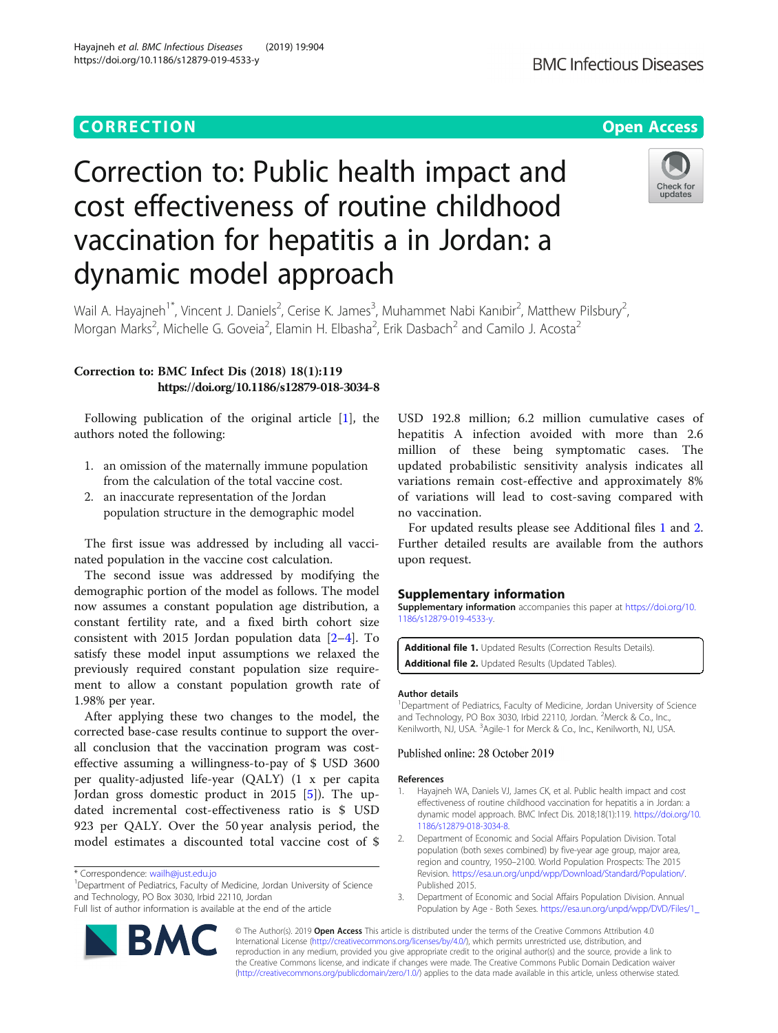CORRECTION

Open Access

# Correction to: Public health impact and cost effectiveness of routine childhood vaccination for hepatitis a in Jordan: a dynamic model approach

Wail A. Hayajneh[1*], Vincent J. Daniels[2], Cerise K. James[3], Muhammet Nabi Kanıbir[2], Matthew Pilsbury[2], Morgan Marks[2], Michelle G. Goveia[2], Elamin H. Elbasha[2], Erik Dasbach[2] and Camilo J. Acosta[2]

**Correction to: BMC Infect Dis (2018) 18(1):119**
**https://doi.org/10.1186/s12879-018-3034-8**

Following publication of the original article [1], the authors noted the following:

1. an omission of the maternally immune population from the calculation of the total vaccine cost.
2. an inaccurate representation of the Jordan population structure in the demographic model

The first issue was addressed by including all vaccinated population in the vaccine cost calculation.

The second issue was addressed by modifying the demographic portion of the model as follows. The model now assumes a constant population age distribution, a constant fertility rate, and a fixed birth cohort size consistent with 2015 Jordan population data [2–4]. To satisfy these model input assumptions we relaxed the previously required constant population size requirement to allow a constant population growth rate of 1.98% per year.

After applying these two changes to the model, the corrected base-case results continue to support the overall conclusion that the vaccination program was cost-effective assuming a willingness-to-pay of $ USD 3600 per quality-adjusted life-year (QALY) (1 x per capita Jordan gross domestic product in 2015 [5]). The updated incremental cost-effectiveness ratio is $ USD 923 per QALY. Over the 50 year analysis period, the model estimates a discounted total vaccine cost of $ USD 192.8 million; 6.2 million cumulative cases of hepatitis A infection avoided with more than 2.6 million of these being symptomatic cases. The updated probabilistic sensitivity analysis indicates all variations remain cost-effective and approximately 8% of variations will lead to cost-saving compared with no vaccination.

For updated results please see Additional files 1 and 2. Further detailed results are available from the authors upon request.

## Supplementary information

**Supplementary information** accompanies this paper at https://doi.org/10.1186/s12879-019-4533-y.

**Additional file 1.** Updated Results (Correction Results Details).
**Additional file 2.** Updated Results (Updated Tables).

### Author details

[1]Department of Pediatrics, Faculty of Medicine, Jordan University of Science and Technology, PO Box 3030, Irbid 22110, Jordan. [2]Merck & Co., Inc., Kenilworth, NJ, USA. [3]Agile-1 for Merck & Co., Inc., Kenilworth, NJ, USA.

Published online: 28 October 2019

### References

1. Hayajneh WA, Daniels VJ, James CK, et al. Public health impact and cost effectiveness of routine childhood vaccination for hepatitis a in Jordan: a dynamic model approach. BMC Infect Dis. 2018;18(1):119. https://doi.org/10.1186/s12879-018-3034-8.
2. Department of Economic and Social Affairs Population Division. Total population (both sexes combined) by five-year age group, major area, region and country, 1950–2100. World Population Prospects: The 2015 Revision. https://esa.un.org/unpd/wpp/Download/Standard/Population/. Published 2015.
3. Department of Economic and Social Affairs Population Division. Annual Population by Age - Both Sexes. https://esa.un.org/unpd/wpp/DVD/Files/1_

\* Correspondence: wailh@just.edu.jo
[1]Department of Pediatrics, Faculty of Medicine, Jordan University of Science and Technology, PO Box 3030, Irbid 22110, Jordan
Full list of author information is available at the end of the article

© The Author(s). 2019 **Open Access** This article is distributed under the terms of the Creative Commons Attribution 4.0 International License (http://creativecommons.org/licenses/by/4.0/), which permits unrestricted use, distribution, and reproduction in any medium, provided you give appropriate credit to the original author(s) and the source, provide a link to the Creative Commons license, and indicate if changes were made. The Creative Commons Public Domain Dedication waiver (http://creativecommons.org/publicdomain/zero/1.0/) applies to the data made available in this article, unless otherwise stated.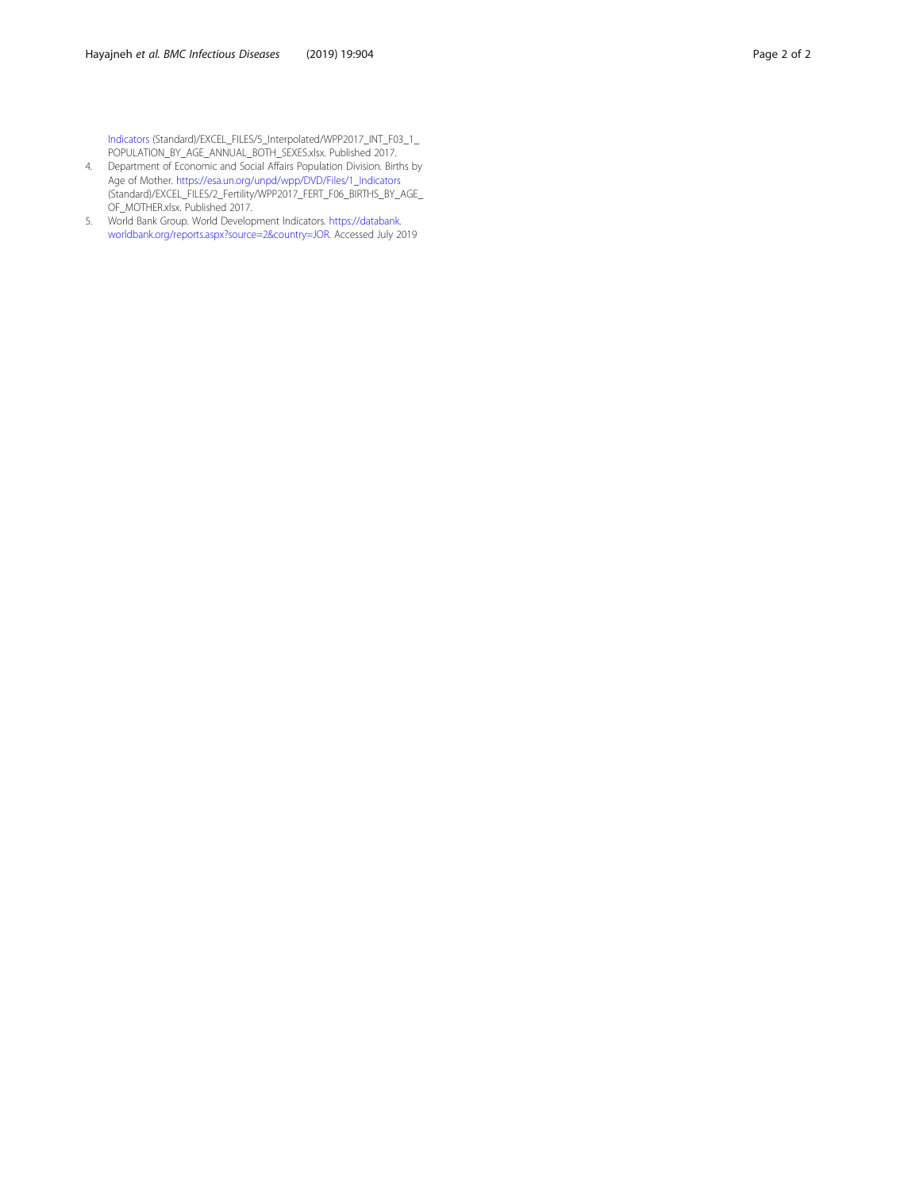Indicators (Standard)/EXCEL_FILES/5_Interpolated/WPP2017_INT_F03_1_POPULATION_BY_AGE_ANNUAL_BOTH_SEXES.xlsx. Published 2017.

4. Department of Economic and Social Affairs Population Division. Births by Age of Mother. https://esa.un.org/unpd/wpp/DVD/Files/1_Indicators (Standard)/EXCEL_FILES/2_Fertility/WPP2017_FERT_F06_BIRTHS_BY_AGE_OF_MOTHER.xlsx. Published 2017.
5. World Bank Group. World Development Indicators. https://databank.worldbank.org/reports.aspx?source=2&country=JOR. Accessed July 2019